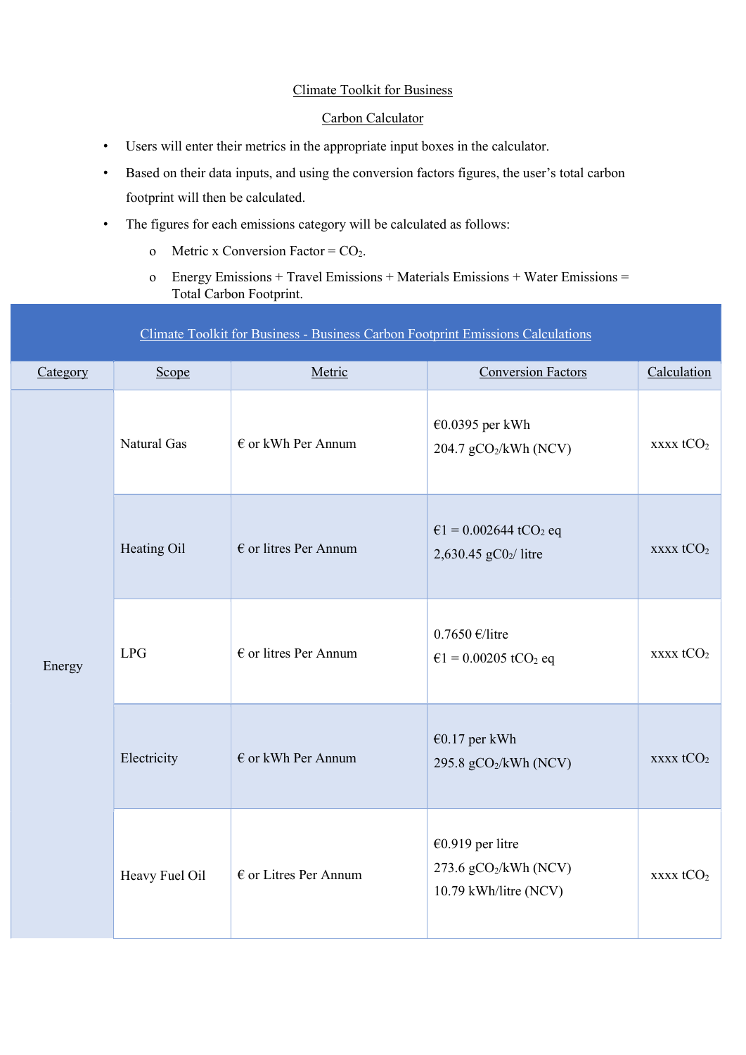Climate Toolkit for Business

Carbon Calculator

- Users will enter their metrics in the appropriate input boxes in the calculator.
- Based on their data inputs, and using the conversion factors figures, the user's total carbon footprint will then be calculated.
- The figures for each emissions category will be calculated as follows:
  - Metric x Conversion Factor = $CO_2$.
  - Energy Emissions + Travel Emissions + Materials Emissions + Water Emissions = Total Carbon Footprint.

| Climate Toolkit for Business - Business Carbon Footprint Emissions Calculations | | | | |
|---|---|---|---|---|
| Category | Scope | Metric | Conversion Factors | Calculation |
| Energy | Natural Gas | € or kWh Per Annum | €0.0395 per kWh<br>204.7 $gCO_2$/kWh (NCV) | xxxx $tCO_2$ |
| | Heating Oil | € or litres Per Annum | €1 = 0.002644 $tCO_2$ eq<br>2,630.45 $gC0_2$/ litre | xxxx $tCO_2$ |
| | LPG | € or litres Per Annum | 0.7650 €/litre<br>€1 = 0.00205 $tCO_2$ eq | xxxx $tCO_2$ |
| | Electricity | € or kWh Per Annum | €0.17 per kWh<br>295.8 $gCO_2$/kWh (NCV) | xxxx $tCO_2$ |
| | Heavy Fuel Oil | € or Litres Per Annum | €0.919 per litre<br>273.6 $gCO_2$/kWh (NCV)<br>10.79 kWh/litre (NCV) | xxxx $tCO_2$ |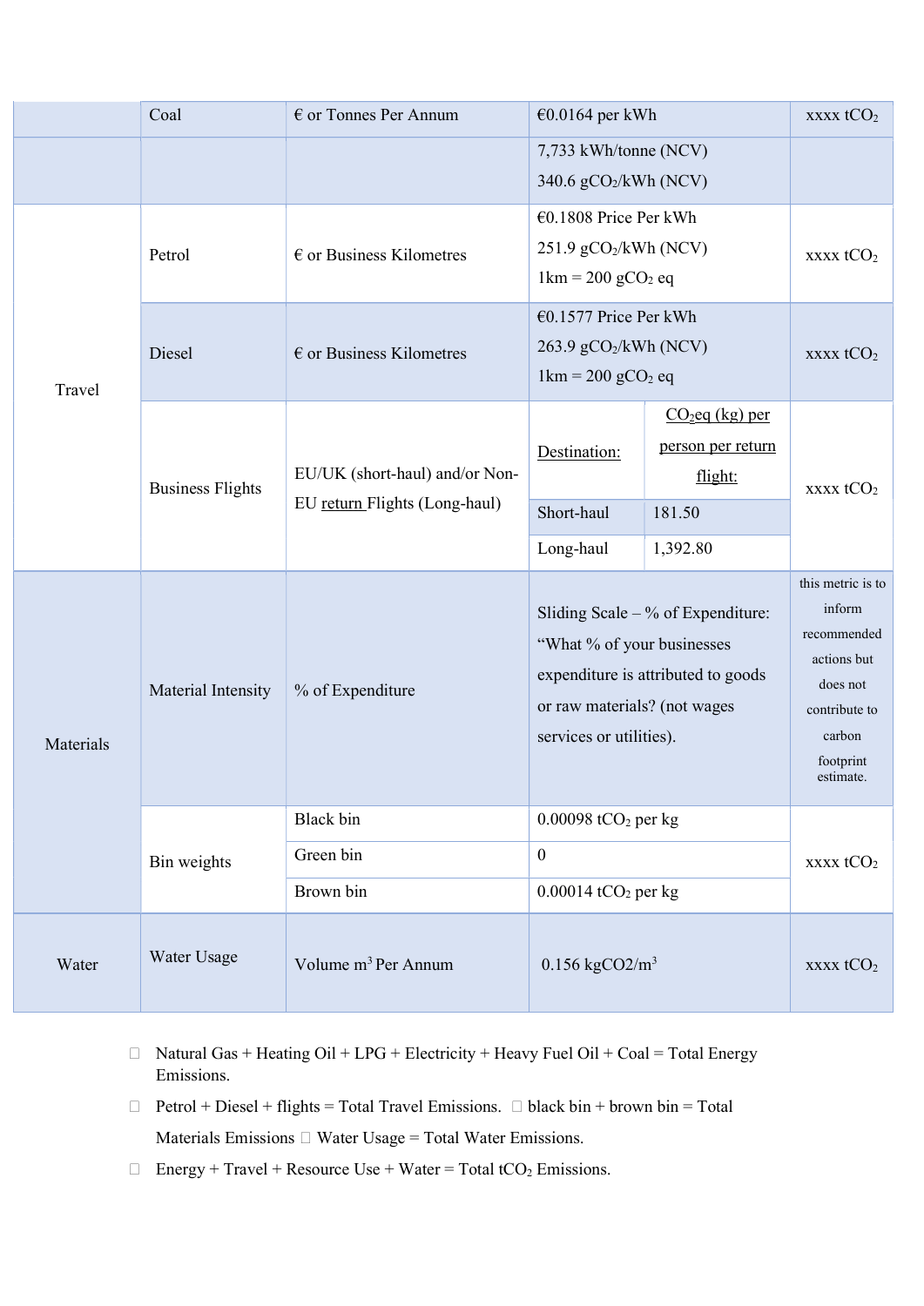| | | | | |
|---|---|---|---|---|
| | Coal | € or Tonnes Per Annum | €0.0164 per kWh | xxxx $tCO_2$ |
| | | | 7,733 kWh/tonne (NCV)<br>340.6 $gCO_2$/kWh (NCV) | |
| Travel | Petrol | € or Business Kilometres | €0.1808 Price Per kWh<br>251.9 $gCO_2$/kWh (NCV)<br>1km = 200 $gCO_2$ eq | xxxx $tCO_2$ |
| | Diesel | € or Business Kilometres | €0.1577 Price Per kWh<br>263.9 $gCO_2$/kWh (NCV)<br>1km = 200 $gCO_2$ eq | xxxx $tCO_2$ |
| | Business Flights | EU/UK (short-haul) and/or Non-EU return Flights (Long-haul) | Destination: / $CO_2$eq (kg) per person per return flight:<br>Short-haul: 181.50<br>Long-haul: 1,392.80 | xxxx $tCO_2$ |
| Materials | Material Intensity | % of Expenditure | Sliding Scale – % of Expenditure: "What % of your businesses expenditure is attributed to goods or raw materials? (not wages services or utilities). | this metric is to inform recommended actions but does not contribute to carbon footprint estimate. |
| | Bin weights | Black bin | 0.00098 $tCO_2$ per kg | xxxx $tCO_2$ |
| | | Green bin | 0 | |
| | | Brown bin | 0.00014 $tCO_2$ per kg | |
| Water | Water Usage | Volume $m^3$ Per Annum | 0.156 $kgCO2/m^3$ | xxxx $tCO_2$ |

- Natural Gas + Heating Oil + LPG + Electricity + Heavy Fuel Oil + Coal = Total Energy Emissions.
- Petrol + Diesel + flights = Total Travel Emissions.
- black bin + brown bin = Total Materials Emissions
- Water Usage = Total Water Emissions.
- Energy + Travel + Resource Use + Water = Total $tCO_2$ Emissions.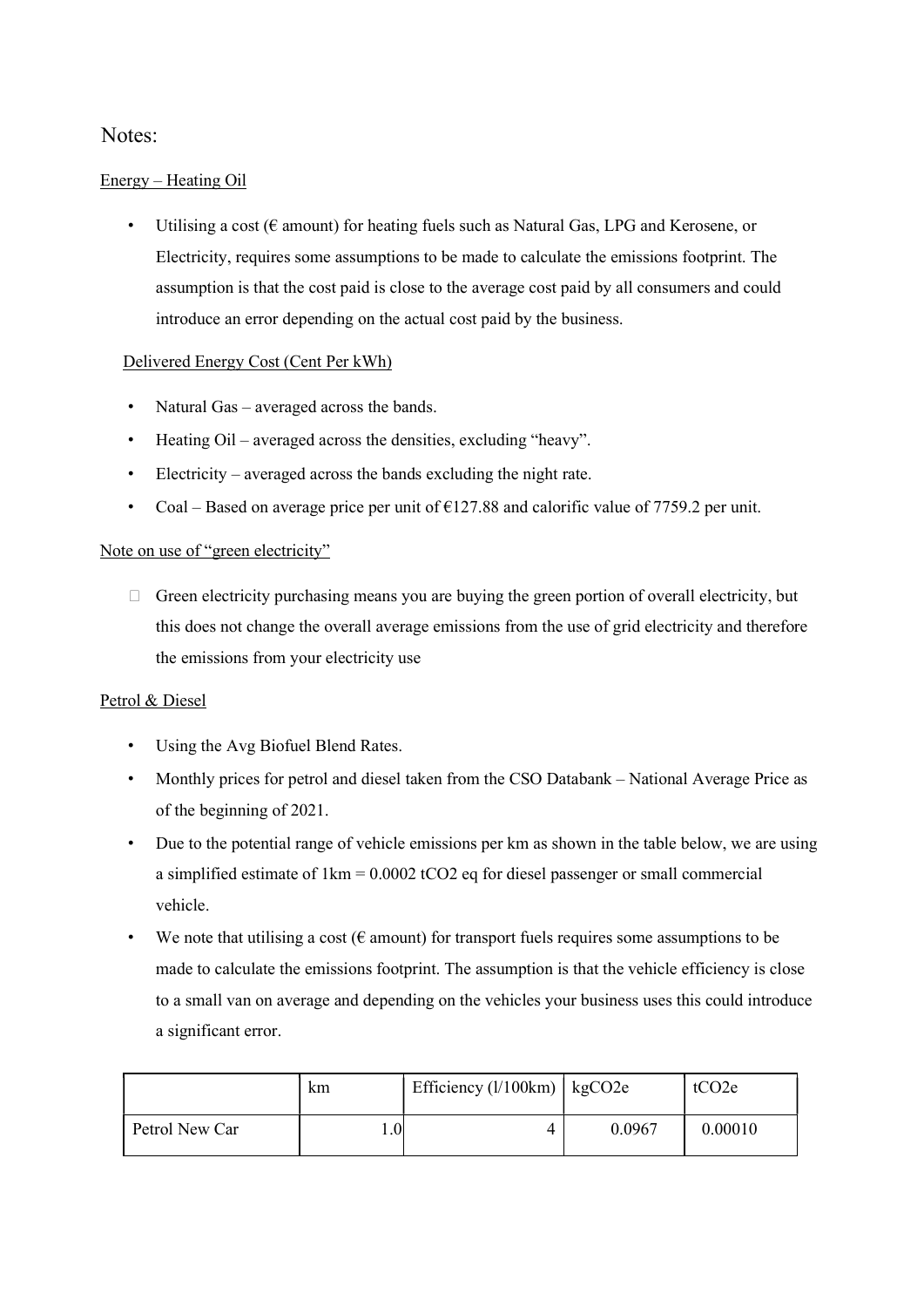# Notes:

Energy – Heating Oil

- Utilising a cost (€ amount) for heating fuels such as Natural Gas, LPG and Kerosene, or Electricity, requires some assumptions to be made to calculate the emissions footprint. The assumption is that the cost paid is close to the average cost paid by all consumers and could introduce an error depending on the actual cost paid by the business.

Delivered Energy Cost (Cent Per kWh)

- Natural Gas – averaged across the bands.
- Heating Oil – averaged across the densities, excluding "heavy".
- Electricity – averaged across the bands excluding the night rate.
- Coal – Based on average price per unit of €127.88 and calorific value of 7759.2 per unit.

Note on use of "green electricity"

- Green electricity purchasing means you are buying the green portion of overall electricity, but this does not change the overall average emissions from the use of grid electricity and therefore the emissions from your electricity use

Petrol & Diesel

- Using the Avg Biofuel Blend Rates.
- Monthly prices for petrol and diesel taken from the CSO Databank – National Average Price as of the beginning of 2021.
- Due to the potential range of vehicle emissions per km as shown in the table below, we are using a simplified estimate of 1km = 0.0002 $tCO_2$ eq for diesel passenger or small commercial vehicle.
- We note that utilising a cost (€ amount) for transport fuels requires some assumptions to be made to calculate the emissions footprint. The assumption is that the vehicle efficiency is close to a small van on average and depending on the vehicles your business uses this could introduce a significant error.

| | km | Efficiency (l/100km) | $kgCO_2e$ | $tCO_2e$ |
|---|---|---|---|---|
| Petrol New Car | 1.0 | 4 | 0.0967 | 0.00010 |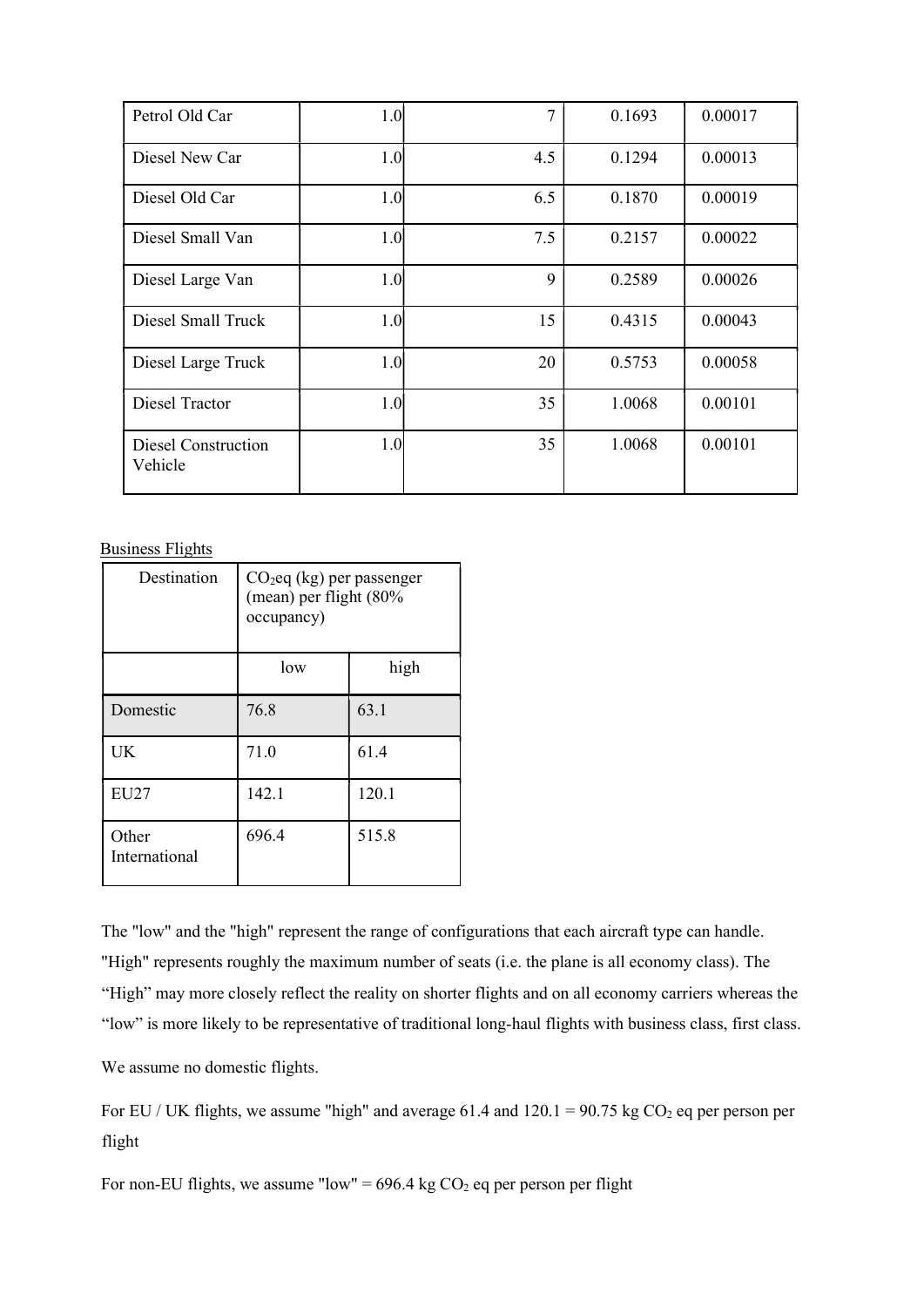| Petrol Old Car | 1.0 | 7 | 0.1693 | 0.00017 |
|---|---|---|---|---|
| Diesel New Car | 1.0 | 4.5 | 0.1294 | 0.00013 |
| Diesel Old Car | 1.0 | 6.5 | 0.1870 | 0.00019 |
| Diesel Small Van | 1.0 | 7.5 | 0.2157 | 0.00022 |
| Diesel Large Van | 1.0 | 9 | 0.2589 | 0.00026 |
| Diesel Small Truck | 1.0 | 15 | 0.4315 | 0.00043 |
| Diesel Large Truck | 1.0 | 20 | 0.5753 | 0.00058 |
| Diesel Tractor | 1.0 | 35 | 1.0068 | 0.00101 |
| Diesel Construction Vehicle | 1.0 | 35 | 1.0068 | 0.00101 |

Business Flights

| Destination | $CO_2$eq (kg) per passenger (mean) per flight (80% occupancy) | |
|---|---|---|
| | low | high |
| Domestic | 76.8 | 63.1 |
| UK | 71.0 | 61.4 |
| EU27 | 142.1 | 120.1 |
| Other International | 696.4 | 515.8 |

The "low" and the "high" represent the range of configurations that each aircraft type can handle. "High" represents roughly the maximum number of seats (i.e. the plane is all economy class). The "High" may more closely reflect the reality on shorter flights and on all economy carriers whereas the "low" is more likely to be representative of traditional long-haul flights with business class, first class.

We assume no domestic flights.

For EU / UK flights, we assume "high" and average 61.4 and 120.1 = 90.75 kg $CO_2$ eq per person per flight

For non-EU flights, we assume "low" = 696.4 kg $CO_2$ eq per person per flight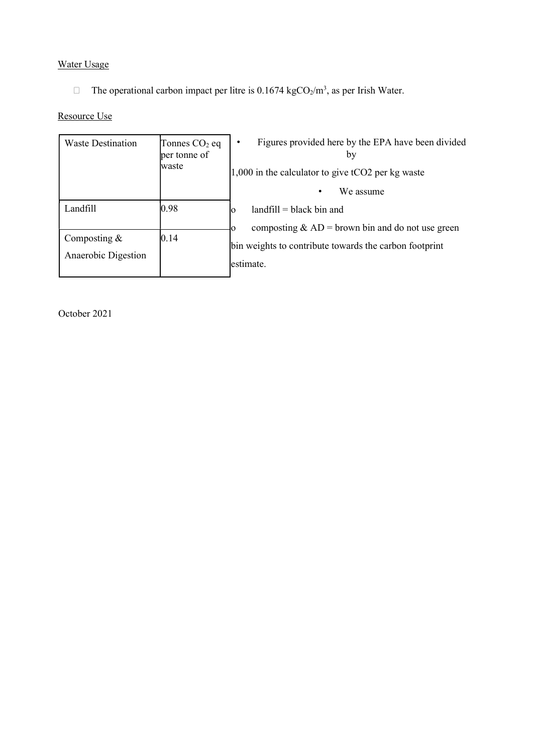<u>Water Usage</u>

- The operational carbon impact per litre is 0.1674 $kgCO_2/m^3$, as per Irish Water.

<u>Resource Use</u>

| Waste Destination | Tonnes $CO_2$ eq per tonne of waste |
|---|---|
| Landfill | 0.98 |
| Composting & Anaerobic Digestion | 0.14 |

- Figures provided here by the EPA have been divided by 1,000 in the calculator to give tCO2 per kg waste
- We assume
  - landfill = black bin and
  - composting & AD = brown bin and do not use green bin weights to contribute towards the carbon footprint estimate.

October 2021